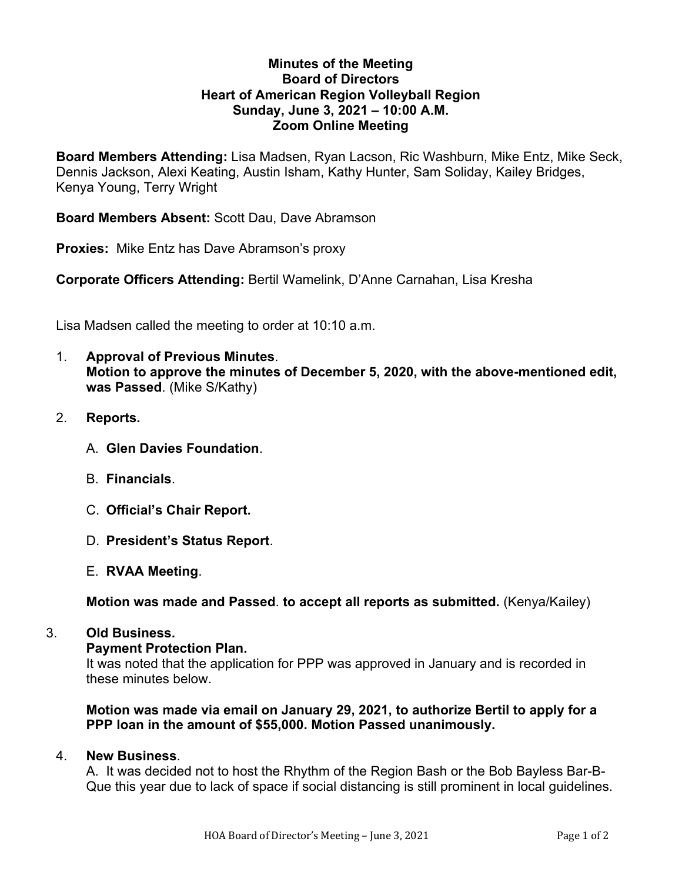# Minutes of the Meeting
## Board of Directors
## Heart of American Region Volleyball Region
## Sunday, June 3, 2021 – 10:00 A.M.
## Zoom Online Meeting

**Board Members Attending:** Lisa Madsen, Ryan Lacson, Ric Washburn, Mike Entz, Mike Seck, Dennis Jackson, Alexi Keating, Austin Isham, Kathy Hunter, Sam Soliday, Kailey Bridges, Kenya Young, Terry Wright

**Board Members Absent:** Scott Dau, Dave Abramson

**Proxies:** Mike Entz has Dave Abramson's proxy

**Corporate Officers Attending:** Bertil Wamelink, D'Anne Carnahan, Lisa Kresha

Lisa Madsen called the meeting to order at 10:10 a.m.

1. **Approval of Previous Minutes**.
   **Motion to approve the minutes of December 5, 2020, with the above-mentioned edit, was Passed**. (Mike S/Kathy)

2. **Reports.**

   A. **Glen Davies Foundation**.

   B. **Financials**.

   C. **Official's Chair Report.**

   D. **President's Status Report**.

   E. **RVAA Meeting**.

   **Motion was made and Passed**. **to accept all reports as submitted.** (Kenya/Kailey)

3. **Old Business.**
   **Payment Protection Plan.**
   It was noted that the application for PPP was approved in January and is recorded in these minutes below.

   **Motion was made via email on January 29, 2021, to authorize Bertil to apply for a PPP loan in the amount of $55,000. Motion Passed unanimously.**

4. **New Business**.
   A. It was decided not to host the Rhythm of the Region Bash or the Bob Bayless Bar-B-Que this year due to lack of space if social distancing is still prominent in local guidelines.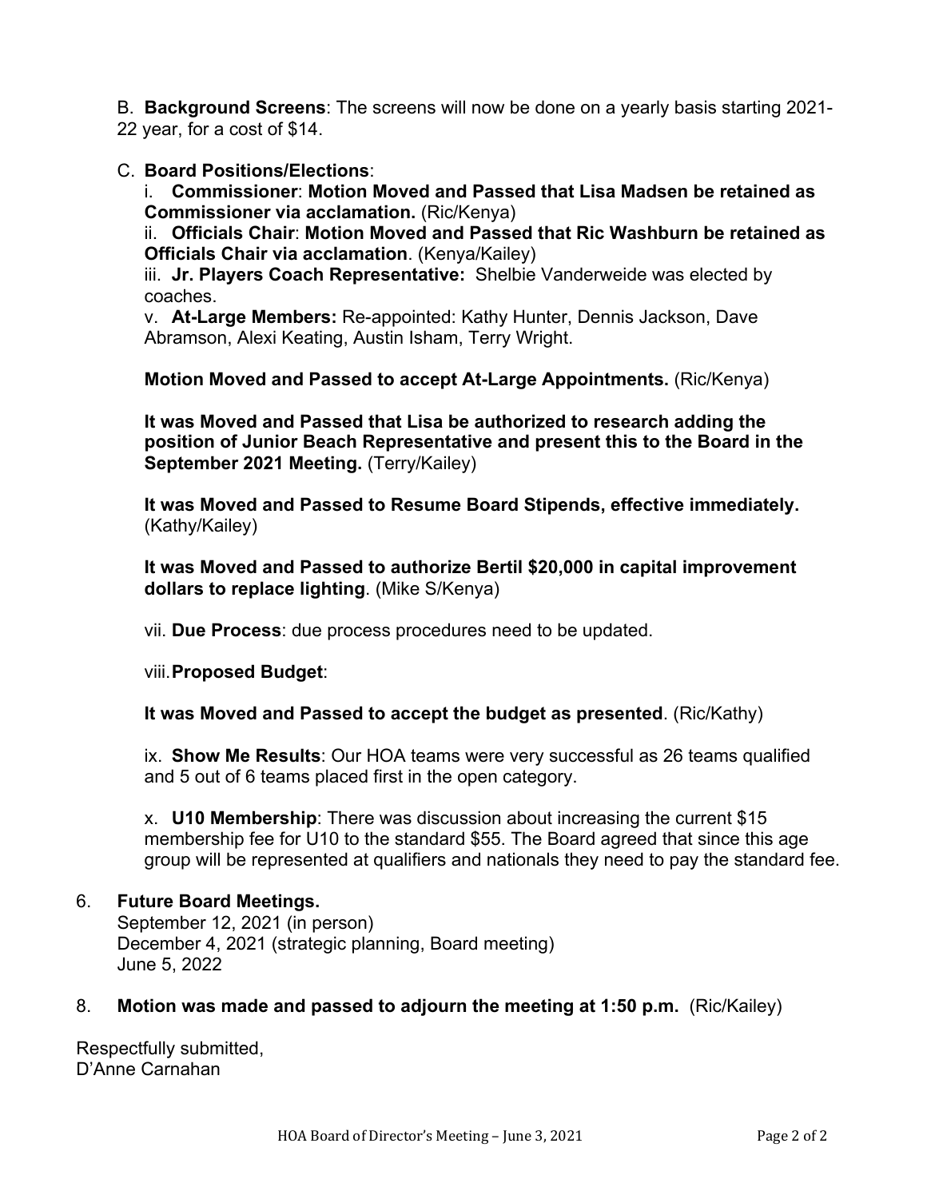B. **Background Screens**: The screens will now be done on a yearly basis starting 2021-22 year, for a cost of $14.

C. **Board Positions/Elections**:

i. **Commissioner**: **Motion Moved and Passed that Lisa Madsen be retained as Commissioner via acclamation.** (Ric/Kenya)

ii. **Officials Chair**: **Motion Moved and Passed that Ric Washburn be retained as Officials Chair via acclamation**. (Kenya/Kailey)

iii. **Jr. Players Coach Representative:** Shelbie Vanderweide was elected by coaches.

v. **At-Large Members:** Re-appointed: Kathy Hunter, Dennis Jackson, Dave Abramson, Alexi Keating, Austin Isham, Terry Wright.

**Motion Moved and Passed to accept At-Large Appointments.** (Ric/Kenya)

**It was Moved and Passed that Lisa be authorized to research adding the position of Junior Beach Representative and present this to the Board in the September 2021 Meeting.** (Terry/Kailey)

**It was Moved and Passed to Resume Board Stipends, effective immediately.** (Kathy/Kailey)

**It was Moved and Passed to authorize Bertil $20,000 in capital improvement dollars to replace lighting**. (Mike S/Kenya)

vii. **Due Process**: due process procedures need to be updated.

viii. **Proposed Budget**:

**It was Moved and Passed to accept the budget as presented**. (Ric/Kathy)

ix. **Show Me Results**: Our HOA teams were very successful as 26 teams qualified and 5 out of 6 teams placed first in the open category.

x. **U10 Membership**: There was discussion about increasing the current $15 membership fee for U10 to the standard $55. The Board agreed that since this age group will be represented at qualifiers and nationals they need to pay the standard fee.

6. **Future Board Meetings.**
   September 12, 2021 (in person)
   December 4, 2021 (strategic planning, Board meeting)
   June 5, 2022

8. **Motion was made and passed to adjourn the meeting at 1:50 p.m.** (Ric/Kailey)

Respectfully submitted,
D'Anne Carnahan